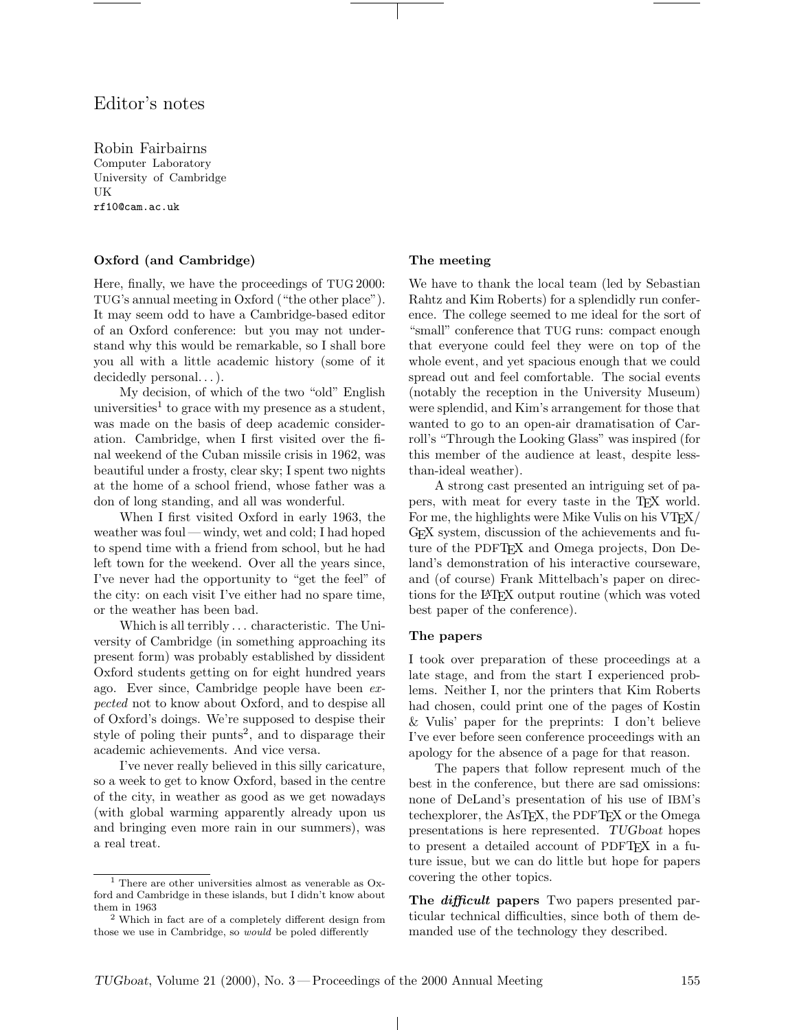# Editor's notes

Robin Fairbairns
Computer Laboratory
University of Cambridge
UK
rf10@cam.ac.uk

## Oxford (and Cambridge)

Here, finally, we have the proceedings of TUG 2000: TUG's annual meeting in Oxford ("the other place"). It may seem odd to have a Cambridge-based editor of an Oxford conference: but you may not understand why this would be remarkable, so I shall bore you all with a little academic history (some of it decidedly personal...).

My decision, of which of the two "old" English universities[1] to grace with my presence as a student, was made on the basis of deep academic consideration. Cambridge, when I first visited over the final weekend of the Cuban missile crisis in 1962, was beautiful under a frosty, clear sky; I spent two nights at the home of a school friend, whose father was a don of long standing, and all was wonderful.

When I first visited Oxford in early 1963, the weather was foul — windy, wet and cold; I had hoped to spend time with a friend from school, but he had left town for the weekend. Over all the years since, I've never had the opportunity to "get the feel" of the city: on each visit I've either had no spare time, or the weather has been bad.

Which is all terribly ... characteristic. The University of Cambridge (in something approaching its present form) was probably established by dissident Oxford students getting on for eight hundred years ago. Ever since, Cambridge people have been *expected* not to know about Oxford, and to despise all of Oxford's doings. We're supposed to despise their style of poling their punts[2], and to disparage their academic achievements. And vice versa.

I've never really believed in this silly caricature, so a week to get to know Oxford, based in the centre of the city, in weather as good as we get nowadays (with global warming apparently already upon us and bringing even more rain in our summers), was a real treat.

[1] There are other universities almost as venerable as Oxford and Cambridge in these islands, but I didn't know about them in 1963

[2] Which in fact are of a completely different design from those we use in Cambridge, so *would* be poled differently

## The meeting

We have to thank the local team (led by Sebastian Rahtz and Kim Roberts) for a splendidly run conference. The college seemed to me ideal for the sort of "small" conference that TUG runs: compact enough that everyone could feel they were on top of the whole event, and yet spacious enough that we could spread out and feel comfortable. The social events (notably the reception in the University Museum) were splendid, and Kim's arrangement for those that wanted to go to an open-air dramatisation of Carroll's "Through the Looking Glass" was inspired (for this member of the audience at least, despite less-than-ideal weather).

A strong cast presented an intriguing set of papers, with meat for every taste in the TEX world. For me, the highlights were Mike Vulis on his VTEX/GEX system, discussion of the achievements and future of the PDFTEX and Omega projects, Don DeLand's demonstration of his interactive courseware, and (of course) Frank Mittelbach's paper on directions for the LATEX output routine (which was voted best paper of the conference).

## The papers

I took over preparation of these proceedings at a late stage, and from the start I experienced problems. Neither I, nor the printers that Kim Roberts had chosen, could print one of the pages of Kostin & Vulis' paper for the preprints: I don't believe I've ever before seen conference proceedings with an apology for the absence of a page for that reason.

The papers that follow represent much of the best in the conference, but there are sad omissions: none of DeLand's presentation of his use of IBM's techexplorer, the AsTEX, the PDFTEX or the Omega presentations is here represented. *TUGboat* hopes to present a detailed account of PDFTEX in a future issue, but we can do little but hope for papers covering the other topics.

**The *difficult* papers** Two papers presented particular technical difficulties, since both of them demanded use of the technology they described.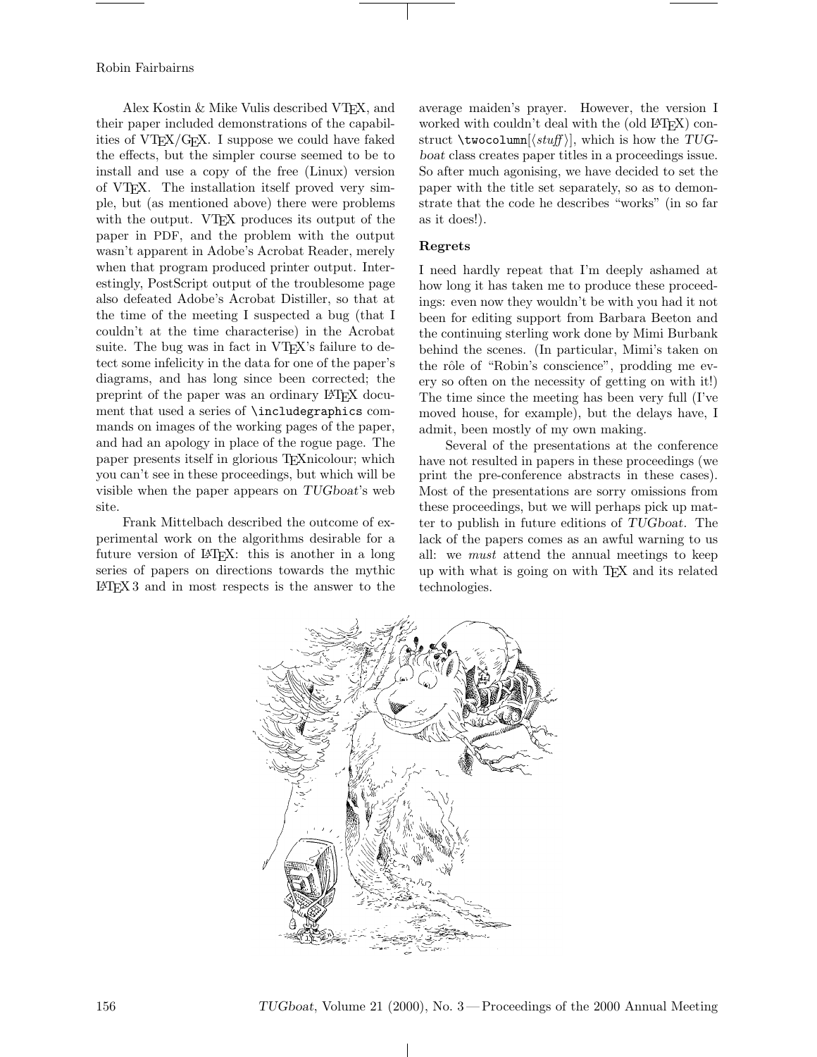Alex Kostin & Mike Vulis described VTeX, and their paper included demonstrations of the capabilities of VTeX/GeX. I suppose we could have faked the effects, but the simpler course seemed to be to install and use a copy of the free (Linux) version of VTeX. The installation itself proved very simple, but (as mentioned above) there were problems with the output. VTeX produces its output of the paper in PDF, and the problem with the output wasn't apparent in Adobe's Acrobat Reader, merely when that program produced printer output. Interestingly, PostScript output of the troublesome page also defeated Adobe's Acrobat Distiller, so that at the time of the meeting I suspected a bug (that I couldn't at the time characterise) in the Acrobat suite. The bug was in fact in VTeX's failure to detect some infelicity in the data for one of the paper's diagrams, and has long since been corrected; the preprint of the paper was an ordinary LaTeX document that used a series of `\includegraphics` commands on images of the working pages of the paper, and had an apology in place of the rogue page. The paper presents itself in glorious TeXnicolour; which you can't see in these proceedings, but which will be visible when the paper appears on *TUGboat*'s web site.

Frank Mittelbach described the outcome of experimental work on the algorithms desirable for a future version of LaTeX: this is another in a long series of papers on directions towards the mythic LaTeX 3 and in most respects is the answer to the average maiden's prayer. However, the version I worked with couldn't deal with the (old LaTeX) construct `\twocolumn`[⟨*stuff*⟩], which is how the *TUGboat* class creates paper titles in a proceedings issue. So after much agonising, we have decided to set the paper with the title set separately, so as to demonstrate that the code he describes "works" (in so far as it does!).

### Regrets

I need hardly repeat that I'm deeply ashamed at how long it has taken me to produce these proceedings: even now they wouldn't be with you had it not been for editing support from Barbara Beeton and the continuing sterling work done by Mimi Burbank behind the scenes. (In particular, Mimi's taken on the rôle of "Robin's conscience", prodding me every so often on the necessity of getting on with it!) The time since the meeting has been very full (I've moved house, for example), but the delays have, I admit, been mostly of my own making.

Several of the presentations at the conference have not resulted in papers in these proceedings (we print the pre-conference abstracts in these cases). Most of the presentations are sorry omissions from these proceedings, but we will perhaps pick up matter to publish in future editions of *TUGboat*. The lack of the papers comes as an awful warning to us all: we *must* attend the annual meetings to keep up with what is going on with TeX and its related technologies.